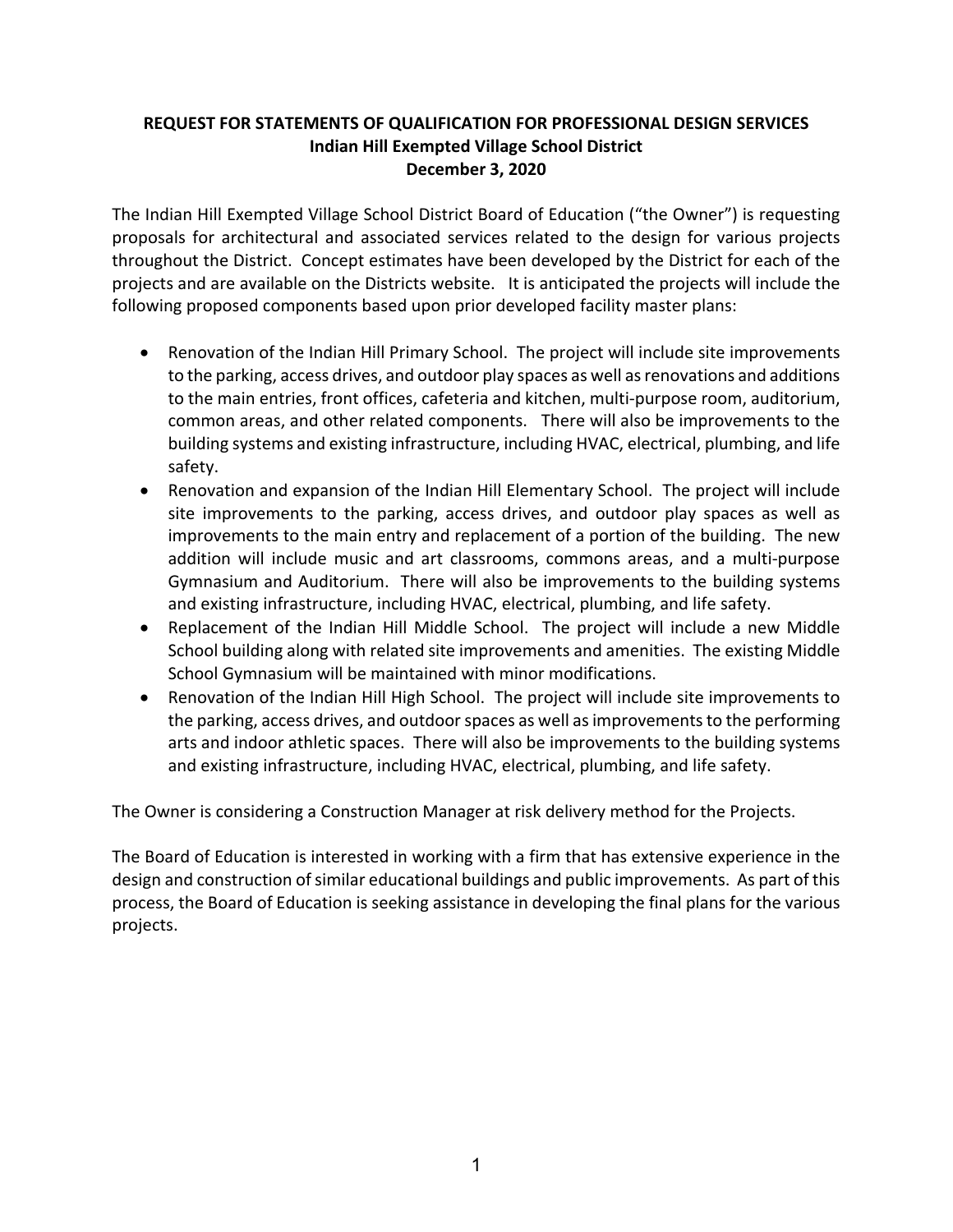**REQUEST FOR STATEMENTS OF QUALIFICATION FOR PROFESSIONAL DESIGN SERVICES**
**Indian Hill Exempted Village School District**
**December 3, 2020**

The Indian Hill Exempted Village School District Board of Education ("the Owner") is requesting proposals for architectural and associated services related to the design for various projects throughout the District. Concept estimates have been developed by the District for each of the projects and are available on the Districts website. It is anticipated the projects will include the following proposed components based upon prior developed facility master plans:

- Renovation of the Indian Hill Primary School. The project will include site improvements to the parking, access drives, and outdoor play spaces as well as renovations and additions to the main entries, front offices, cafeteria and kitchen, multi-purpose room, auditorium, common areas, and other related components. There will also be improvements to the building systems and existing infrastructure, including HVAC, electrical, plumbing, and life safety.
- Renovation and expansion of the Indian Hill Elementary School. The project will include site improvements to the parking, access drives, and outdoor play spaces as well as improvements to the main entry and replacement of a portion of the building. The new addition will include music and art classrooms, commons areas, and a multi-purpose Gymnasium and Auditorium. There will also be improvements to the building systems and existing infrastructure, including HVAC, electrical, plumbing, and life safety.
- Replacement of the Indian Hill Middle School. The project will include a new Middle School building along with related site improvements and amenities. The existing Middle School Gymnasium will be maintained with minor modifications.
- Renovation of the Indian Hill High School. The project will include site improvements to the parking, access drives, and outdoor spaces as well as improvements to the performing arts and indoor athletic spaces. There will also be improvements to the building systems and existing infrastructure, including HVAC, electrical, plumbing, and life safety.

The Owner is considering a Construction Manager at risk delivery method for the Projects.

The Board of Education is interested in working with a firm that has extensive experience in the design and construction of similar educational buildings and public improvements. As part of this process, the Board of Education is seeking assistance in developing the final plans for the various projects.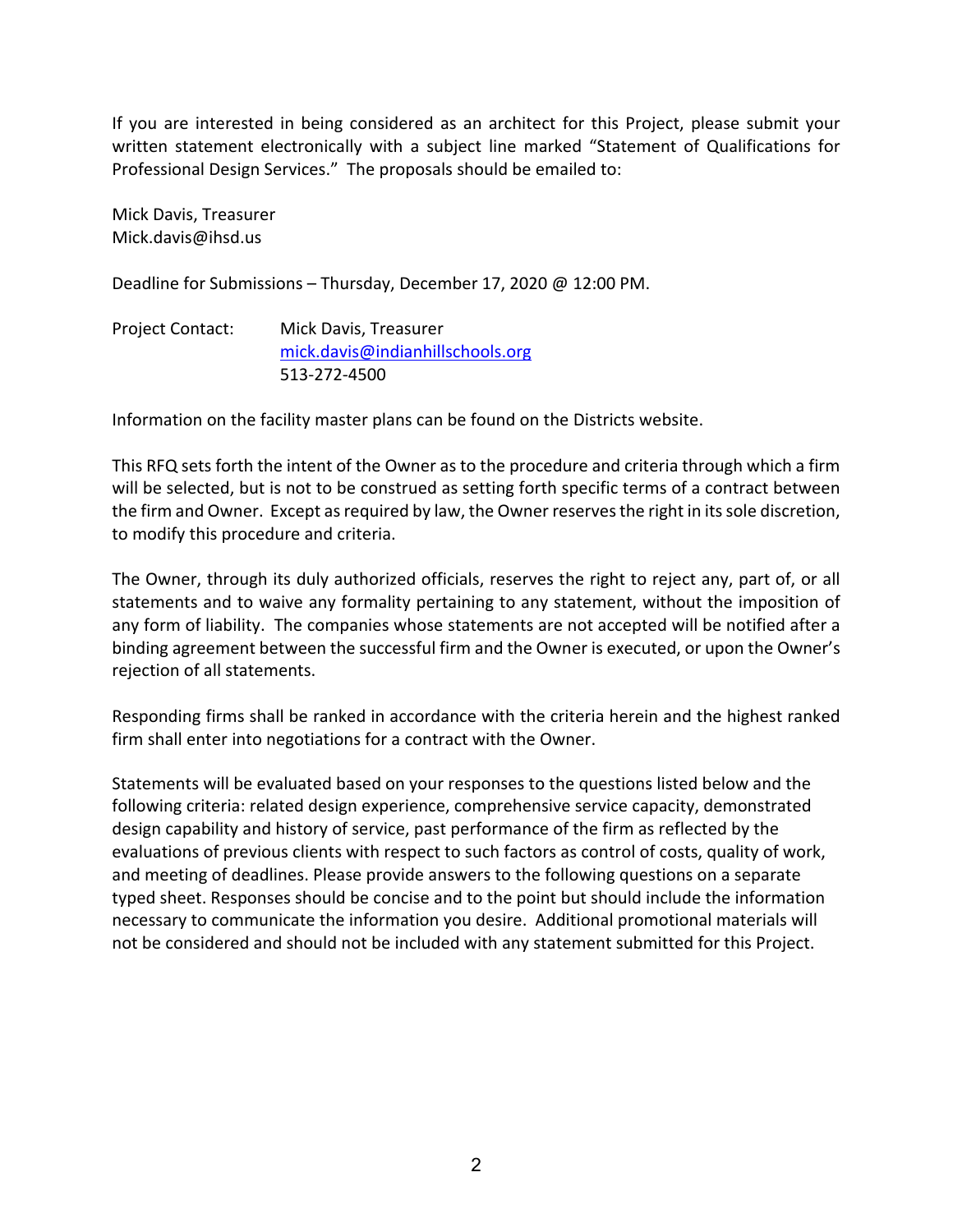If you are interested in being considered as an architect for this Project, please submit your written statement electronically with a subject line marked "Statement of Qualifications for Professional Design Services." The proposals should be emailed to:

Mick Davis, Treasurer
Mick.davis@ihsd.us

Deadline for Submissions – Thursday, December 17, 2020 @ 12:00 PM.

Project Contact: Mick Davis, Treasurer
mick.davis@indianhillschools.org
513-272-4500

Information on the facility master plans can be found on the Districts website.

This RFQ sets forth the intent of the Owner as to the procedure and criteria through which a firm will be selected, but is not to be construed as setting forth specific terms of a contract between the firm and Owner. Except as required by law, the Owner reserves the right in its sole discretion, to modify this procedure and criteria.

The Owner, through its duly authorized officials, reserves the right to reject any, part of, or all statements and to waive any formality pertaining to any statement, without the imposition of any form of liability. The companies whose statements are not accepted will be notified after a binding agreement between the successful firm and the Owner is executed, or upon the Owner's rejection of all statements.

Responding firms shall be ranked in accordance with the criteria herein and the highest ranked firm shall enter into negotiations for a contract with the Owner.

Statements will be evaluated based on your responses to the questions listed below and the following criteria: related design experience, comprehensive service capacity, demonstrated design capability and history of service, past performance of the firm as reflected by the evaluations of previous clients with respect to such factors as control of costs, quality of work, and meeting of deadlines. Please provide answers to the following questions on a separate typed sheet. Responses should be concise and to the point but should include the information necessary to communicate the information you desire. Additional promotional materials will not be considered and should not be included with any statement submitted for this Project.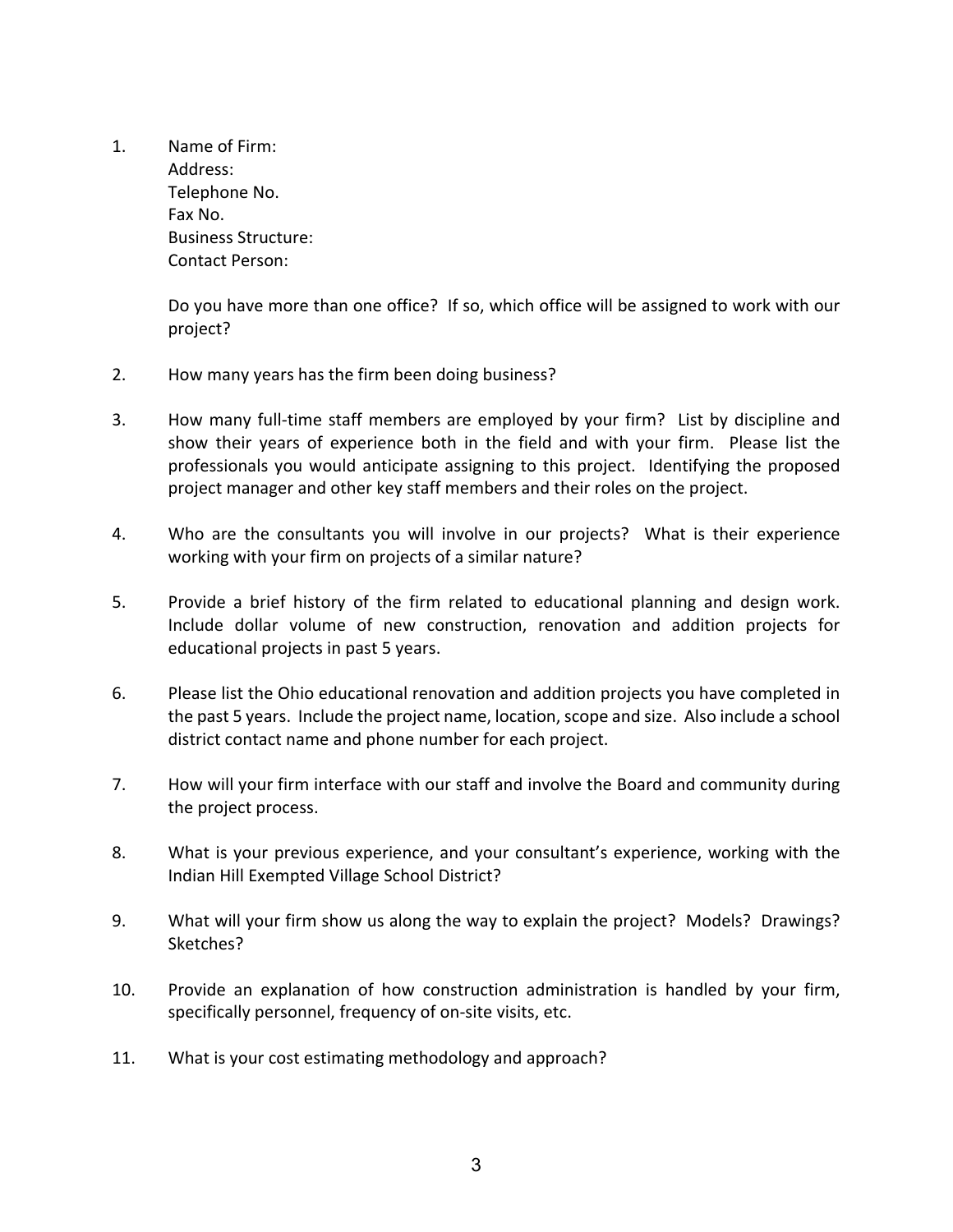1. Name of Firm:
   Address:
   Telephone No.
   Fax No.
   Business Structure:
   Contact Person:

   Do you have more than one office? If so, which office will be assigned to work with our project?

2. How many years has the firm been doing business?

3. How many full-time staff members are employed by your firm? List by discipline and show their years of experience both in the field and with your firm. Please list the professionals you would anticipate assigning to this project. Identifying the proposed project manager and other key staff members and their roles on the project.

4. Who are the consultants you will involve in our projects? What is their experience working with your firm on projects of a similar nature?

5. Provide a brief history of the firm related to educational planning and design work. Include dollar volume of new construction, renovation and addition projects for educational projects in past 5 years.

6. Please list the Ohio educational renovation and addition projects you have completed in the past 5 years. Include the project name, location, scope and size. Also include a school district contact name and phone number for each project.

7. How will your firm interface with our staff and involve the Board and community during the project process.

8. What is your previous experience, and your consultant's experience, working with the Indian Hill Exempted Village School District?

9. What will your firm show us along the way to explain the project? Models? Drawings? Sketches?

10. Provide an explanation of how construction administration is handled by your firm, specifically personnel, frequency of on-site visits, etc.

11. What is your cost estimating methodology and approach?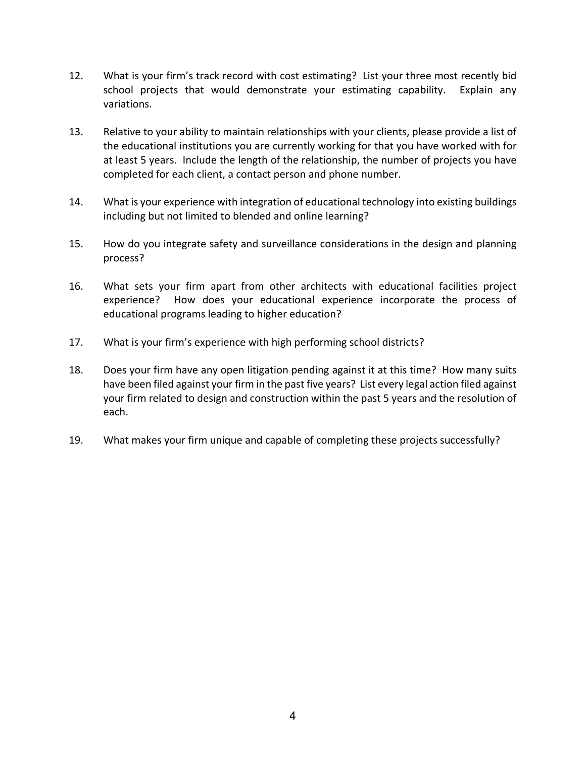12. What is your firm's track record with cost estimating? List your three most recently bid school projects that would demonstrate your estimating capability. Explain any variations.

13. Relative to your ability to maintain relationships with your clients, please provide a list of the educational institutions you are currently working for that you have worked with for at least 5 years. Include the length of the relationship, the number of projects you have completed for each client, a contact person and phone number.

14. What is your experience with integration of educational technology into existing buildings including but not limited to blended and online learning?

15. How do you integrate safety and surveillance considerations in the design and planning process?

16. What sets your firm apart from other architects with educational facilities project experience? How does your educational experience incorporate the process of educational programs leading to higher education?

17. What is your firm's experience with high performing school districts?

18. Does your firm have any open litigation pending against it at this time? How many suits have been filed against your firm in the past five years? List every legal action filed against your firm related to design and construction within the past 5 years and the resolution of each.

19. What makes your firm unique and capable of completing these projects successfully?